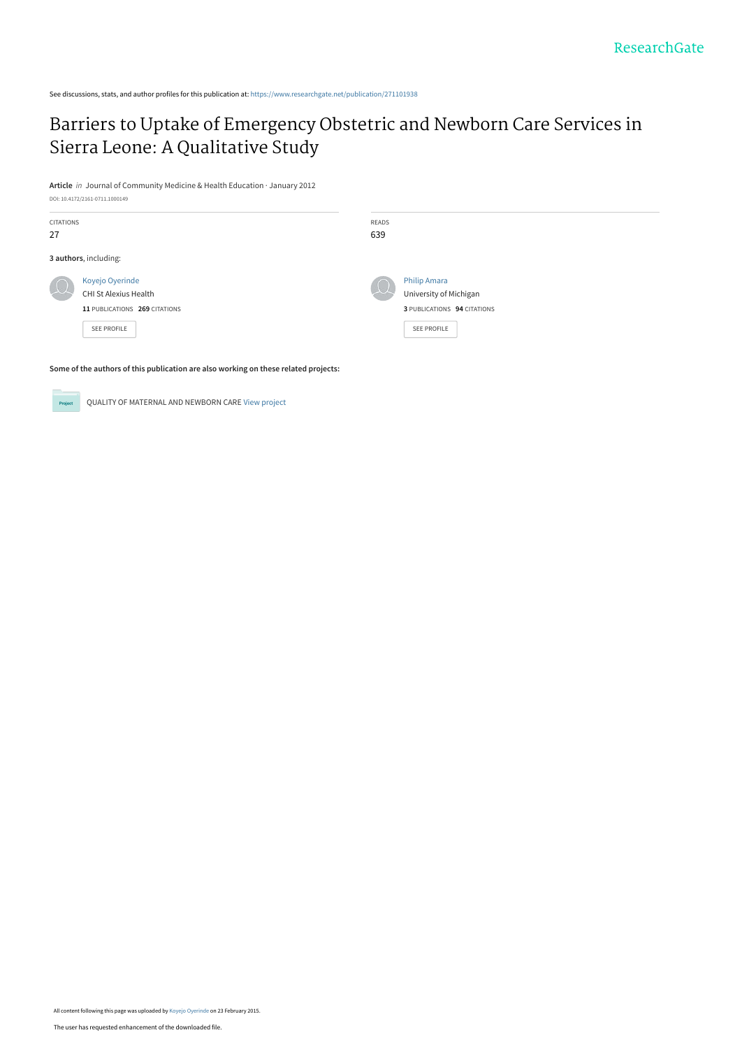See discussions, stats, and author profiles for this publication at: https://www.researchgate.net/publication/271101938

# Barriers to Uptake of Emergency Obstetric and Newborn Care Services in Sierra Leone: A Qualitative Study

**Article** *in* Journal of Community Medicine & Health Education · January 2012

DOI: 10.4172/2161-0711.1000149

| CITATIONS | READS |
|---|---|
| 27 | 639 |

**3 authors**, including:

Koyejo Oyerinde
CHI St Alexius Health
**11** PUBLICATIONS **269** CITATIONS

SEE PROFILE

Philip Amara
University of Michigan
**3** PUBLICATIONS **94** CITATIONS

SEE PROFILE

**Some of the authors of this publication are also working on these related projects:**

Project: QUALITY OF MATERNAL AND NEWBORN CARE View project

All content following this page was uploaded by Koyejo Oyerinde on 23 February 2015.

The user has requested enhancement of the downloaded file.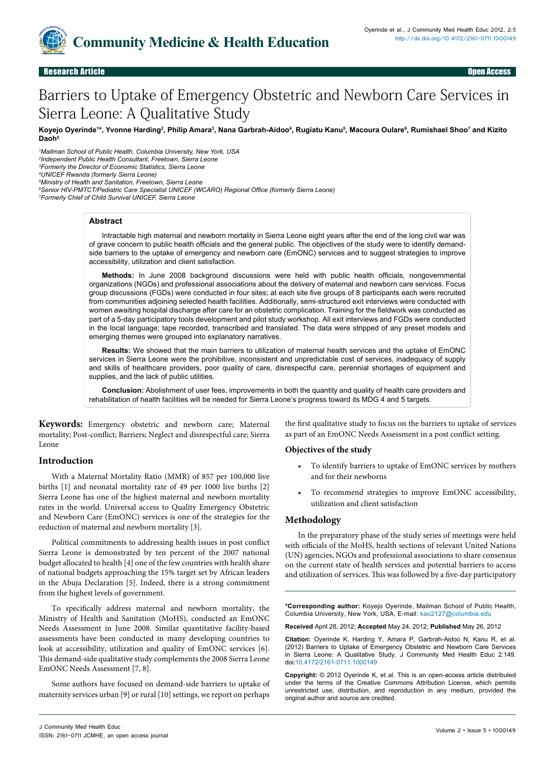# Barriers to Uptake of Emergency Obstetric and Newborn Care Services in Sierra Leone: A Qualitative Study

**Koyejo Oyerinde[1]*, Yvonne Harding[2], Philip Amara[3], Nana Garbrah-Aidoo[4], Rugiatu Kanu[5], Macoura Oulare[6], Rumishael Shoo[7] and Kizito Daoh[5]**

[1]*Mailman School of Public Health, Columbia University, New York, USA*
[2]*Independent Public Health Consultant, Freetown, Sierra Leone*
[3]*Formerly the Director of Economic Statistics, Sierra Leone*
[4]*UNICEF Rwanda (formerly Sierra Leone)*
[5]*Ministry of Health and Sanitation, Freetown, Sierra Leone*
[6]*Senior HIV-PMTCT/Pediatric Care Specialist UNICEF (WCARO) Regional Office (formerly Sierra Leone)*
[7]*Formerly Chief of Child Survival UNICEF, Sierra Leone*

## Abstract

Intractable high maternal and newborn mortality in Sierra Leone eight years after the end of the long civil war was of grave concern to public health officials and the general public. The objectives of the study were to identify demand-side barriers to the uptake of emergency and newborn care (EmONC) services and to suggest strategies to improve accessibility, utilization and client satisfaction.

**Methods:** In June 2008 background discussions were held with public health officials, nongovernmental organizations (NGOs) and professional associations about the delivery of maternal and newborn care services. Focus group discussions (FGDs) were conducted in four sites; at each site five groups of 8 participants each were recruited from communities adjoining selected health facilities. Additionally, semi-structured exit interviews were conducted with women awaiting hospital discharge after care for an obstetric complication. Training for the fieldwork was conducted as part of a 5-day participatory tools development and pilot study workshop. All exit interviews and FGDs were conducted in the local language; tape recorded, transcribed and translated. The data were stripped of any preset models and emerging themes were grouped into explanatory narratives.

**Results:** We showed that the main barriers to utilization of maternal health services and the uptake of EmONC services in Sierra Leone were the prohibitive, inconsistent and unpredictable cost of services, inadequacy of supply and skills of healthcare providers, poor quality of care, disrespectful care, perennial shortages of equipment and supplies, and the lack of public utilities.

**Conclusion:** Abolishment of user fees, improvements in both the quantity and quality of health care providers and rehabilitation of health facilities will be needed for Sierra Leone's progress toward its MDG 4 and 5 targets.

**Keywords:** Emergency obstetric and newborn care; Maternal mortality; Post-conflict; Barriers; Neglect and disrespectful care; Sierra Leone

## Introduction

With a Maternal Mortality Ratio (MMR) of 857 per 100,000 live births [1] and neonatal mortality rate of 49 per 1000 live births [2] Sierra Leone has one of the highest maternal and newborn mortality rates in the world. Universal access to Quality Emergency Obstetric and Newborn Care (EmONC) services is one of the strategies for the reduction of maternal and newborn mortality [3].

Political commitments to addressing health issues in post conflict Sierra Leone is demonstrated by ten percent of the 2007 national budget allocated to health [4] one of the few countries with health share of national budgets approaching the 15% target set by African leaders in the Abuja Declaration [5]. Indeed, there is a strong commitment from the highest levels of government.

To specifically address maternal and newborn mortality, the Ministry of Health and Sanitation (MoHS), conducted an EmONC Needs Assessment in June 2008. Similar quantitative facility-based assessments have been conducted in many developing countries to look at accessibility, utilization and quality of EmONC services [6]. This demand-side qualitative study complements the 2008 Sierra Leone EmONC Needs Assessment [7, 8].

Some authors have focused on demand-side barriers to uptake of maternity services urban [9] or rural [10] settings, we report on perhaps the first qualitative study to focus on the barriers to uptake of services as part of an EmONC Needs Assessment in a post conflict setting.

### Objectives of the study

- To identify barriers to uptake of EmONC services by mothers and for their newborns
- To recommend strategies to improve EmONC accessibility, utilization and client satisfaction

## Methodology

In the preparatory phase of the study series of meetings were held with officials of the MoHS, health sections of relevant United Nations (UN) agencies, NGOs and professional associations to share consensus on the current state of health services and potential barriers to access and utilization of services. This was followed by a five-day participatory

**\*Corresponding author:** Koyejo Oyerinde, Mailman School of Public Health, Columbia University, New York, USA, E-mail: kao2127@columbia.edu

**Received** April 28, 2012; **Accepted** May 24, 2012; **Published** May 26, 2012

**Citation:** Oyerinde K, Harding Y, Amara P, Garbrah-Aidoo N, Kanu R, et al. (2012) Barriers to Uptake of Emergency Obstetric and Newborn Care Services in Sierra Leone: A Qualitative Study. J Community Med Health Educ 2:149. doi:10.4172/2161-0711.1000149

**Copyright:** © 2012 Oyerinde K, et al. This is an open-access article distributed under the terms of the Creative Commons Attribution License, which permits unrestricted use, distribution, and reproduction in any medium, provided the original author and source are credited.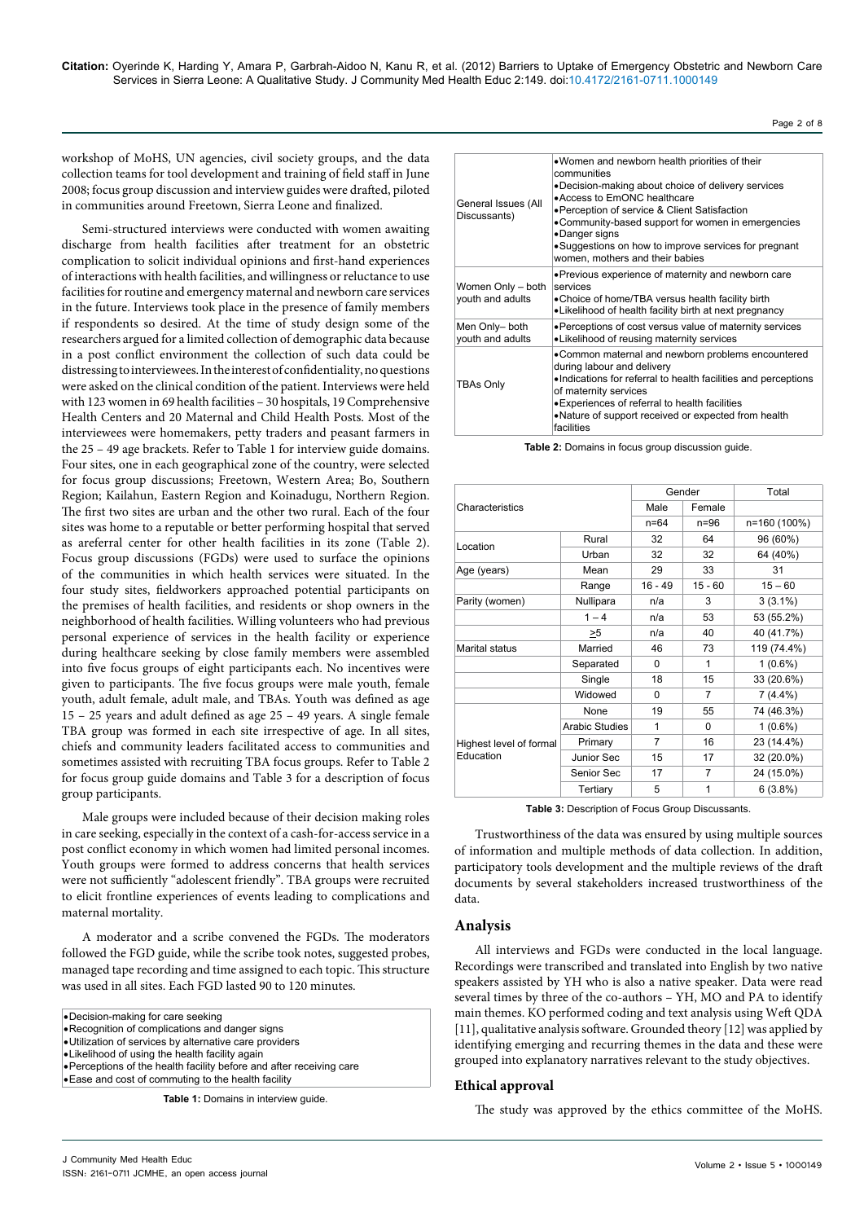workshop of MoHS, UN agencies, civil society groups, and the data collection teams for tool development and training of field staff in June 2008; focus group discussion and interview guides were drafted, piloted in communities around Freetown, Sierra Leone and finalized.

Semi-structured interviews were conducted with women awaiting discharge from health facilities after treatment for an obstetric complication to solicit individual opinions and first-hand experiences of interactions with health facilities, and willingness or reluctance to use facilities for routine and emergency maternal and newborn care services in the future. Interviews took place in the presence of family members if respondents so desired. At the time of study design some of the researchers argued for a limited collection of demographic data because in a post conflict environment the collection of such data could be distressing to interviewees. In the interest of confidentiality, no questions were asked on the clinical condition of the patient. Interviews were held with 123 women in 69 health facilities – 30 hospitals, 19 Comprehensive Health Centers and 20 Maternal and Child Health Posts. Most of the interviewees were homemakers, petty traders and peasant farmers in the 25 – 49 age brackets. Refer to Table 1 for interview guide domains. Four sites, one in each geographical zone of the country, were selected for focus group discussions; Freetown, Western Area; Bo, Southern Region; Kailahun, Eastern Region and Koinadugu, Northern Region. The first two sites are urban and the other two rural. Each of the four sites was home to a reputable or better performing hospital that served as areferral center for other health facilities in its zone (Table 2). Focus group discussions (FGDs) were used to surface the opinions of the communities in which health services were situated. In the four study sites, fieldworkers approached potential participants on the premises of health facilities, and residents or shop owners in the neighborhood of health facilities. Willing volunteers who had previous personal experience of services in the health facility or experience during healthcare seeking by close family members were assembled into five focus groups of eight participants each. No incentives were given to participants. The five focus groups were male youth, female youth, adult female, adult male, and TBAs. Youth was defined as age 15 – 25 years and adult defined as age 25 – 49 years. A single female TBA group was formed in each site irrespective of age. In all sites, chiefs and community leaders facilitated access to communities and sometimes assisted with recruiting TBA focus groups. Refer to Table 2 for focus group guide domains and Table 3 for a description of focus group participants.

Male groups were included because of their decision making roles in care seeking, especially in the context of a cash-for-access service in a post conflict economy in which women had limited personal incomes. Youth groups were formed to address concerns that health services were not sufficiently "adolescent friendly". TBA groups were recruited to elicit frontline experiences of events leading to complications and maternal mortality.

A moderator and a scribe convened the FGDs. The moderators followed the FGD guide, while the scribe took notes, suggested probes, managed tape recording and time assigned to each topic. This structure was used in all sites. Each FGD lasted 90 to 120 minutes.

| |
|---|
| •Decision-making for care seeking<br>•Recognition of complications and danger signs<br>•Utilization of services by alternative care providers<br>•Likelihood of using the health facility again<br>•Perceptions of the health facility before and after receiving care<br>•Ease and cost of commuting to the health facility |

**Table 1:** Domains in interview guide.

| | |
|---|---|
| General Issues (All Discussants) | •Women and newborn health priorities of their communities<br>•Decision-making about choice of delivery services<br>•Access to EmONC healthcare<br>•Perception of service & Client Satisfaction<br>•Community-based support for women in emergencies<br>•Danger signs<br>•Suggestions on how to improve services for pregnant women, mothers and their babies |
| Women Only – both youth and adults | •Previous experience of maternity and newborn care services<br>•Choice of home/TBA versus health facility birth<br>•Likelihood of health facility birth at next pregnancy |
| Men Only– both youth and adults | •Perceptions of cost versus value of maternity services<br>•Likelihood of reusing maternity services |
| TBAs Only | •Common maternal and newborn problems encountered during labour and delivery<br>•Indications for referral to health facilities and perceptions of maternity services<br>•Experiences of referral to health facilities<br>•Nature of support received or expected from health facilities |

**Table 2:** Domains in focus group discussion guide.

| Characteristics | | Gender | | Total |
|---|---|---|---|---|
| | | Male | Female | |
| | | n=64 | n=96 | n=160 (100%) |
| Location | Rural | 32 | 64 | 96 (60%) |
| | Urban | 32 | 32 | 64 (40%) |
| Age (years) | Mean | 29 | 33 | 31 |
| | Range | 16 - 49 | 15 - 60 | 15 – 60 |
| Parity (women) | Nullipara | n/a | 3 | 3 (3.1%) |
| | 1 – 4 | n/a | 53 | 53 (55.2%) |
| | ≥5 | n/a | 40 | 40 (41.7%) |
| Marital status | Married | 46 | 73 | 119 (74.4%) |
| | Separated | 0 | 1 | 1 (0.6%) |
| | Single | 18 | 15 | 33 (20.6%) |
| | Widowed | 0 | 7 | 7 (4.4%) |
| Highest level of formal Education | None | 19 | 55 | 74 (46.3%) |
| | Arabic Studies | 1 | 0 | 1 (0.6%) |
| | Primary | 7 | 16 | 23 (14.4%) |
| | Junior Sec | 15 | 17 | 32 (20.0%) |
| | Senior Sec | 17 | 7 | 24 (15.0%) |
| | Tertiary | 5 | 1 | 6 (3.8%) |

**Table 3:** Description of Focus Group Discussants.

Trustworthiness of the data was ensured by using multiple sources of information and multiple methods of data collection. In addition, participatory tools development and the multiple reviews of the draft documents by several stakeholders increased trustworthiness of the data.

## Analysis

All interviews and FGDs were conducted in the local language. Recordings were transcribed and translated into English by two native speakers assisted by YH who is also a native speaker. Data were read several times by three of the co-authors – YH, MO and PA to identify main themes. KO performed coding and text analysis using Weft QDA [11], qualitative analysis software. Grounded theory [12] was applied by identifying emerging and recurring themes in the data and these were grouped into explanatory narratives relevant to the study objectives.

### Ethical approval

The study was approved by the ethics committee of the MoHS.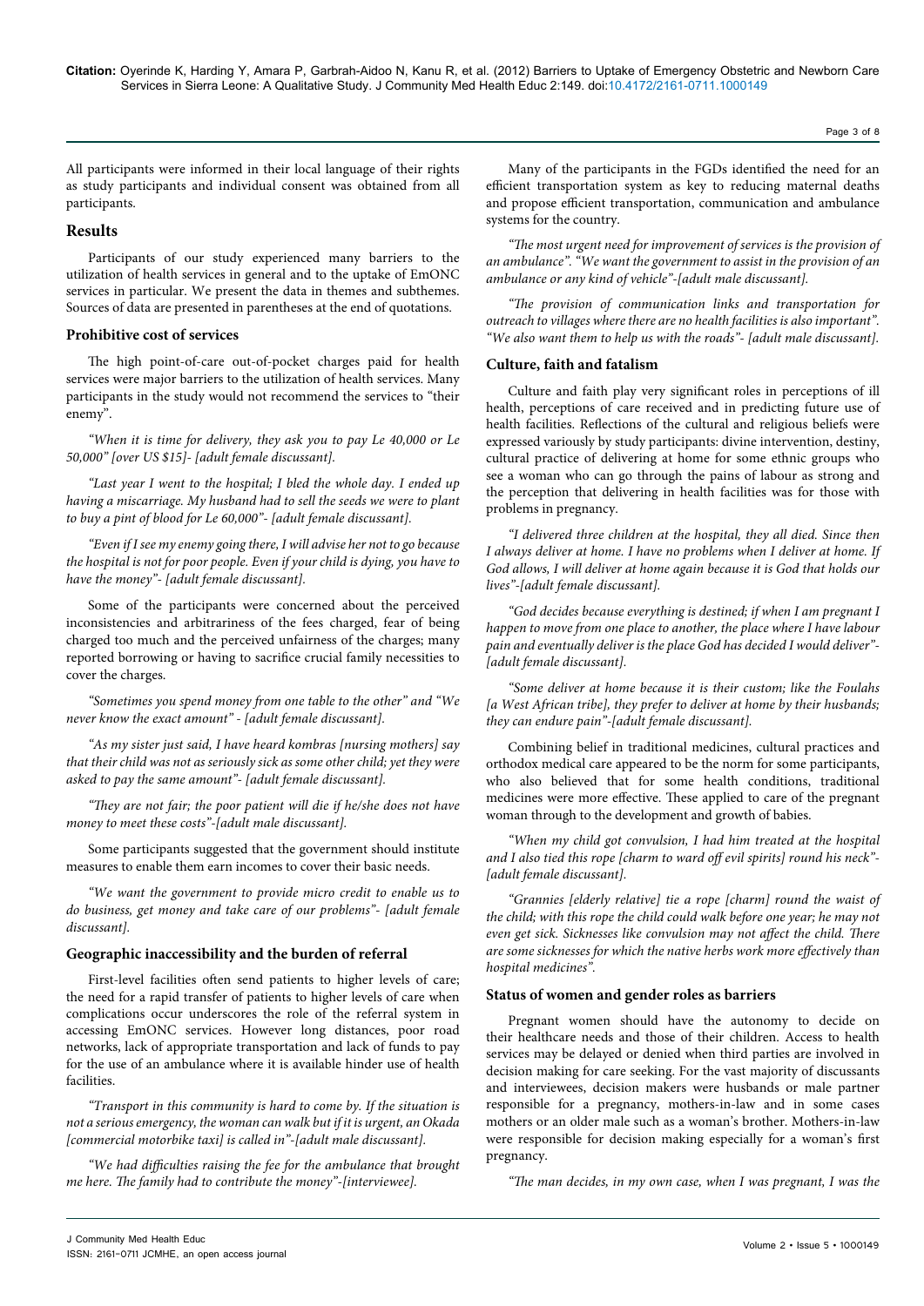All participants were informed in their local language of their rights as study participants and individual consent was obtained from all participants.

## Results

Participants of our study experienced many barriers to the utilization of health services in general and to the uptake of EmONC services in particular. We present the data in themes and subthemes. Sources of data are presented in parentheses at the end of quotations.

### Prohibitive cost of services

The high point-of-care out-of-pocket charges paid for health services were major barriers to the utilization of health services. Many participants in the study would not recommend the services to "their enemy".

*"When it is time for delivery, they ask you to pay Le 40,000 or Le 50,000" [over US $15]- [adult female discussant].*

*"Last year I went to the hospital; I bled the whole day. I ended up having a miscarriage. My husband had to sell the seeds we were to plant to buy a pint of blood for Le 60,000"- [adult female discussant].*

*"Even if I see my enemy going there, I will advise her not to go because the hospital is not for poor people. Even if your child is dying, you have to have the money"- [adult female discussant].*

Some of the participants were concerned about the perceived inconsistencies and arbitrariness of the fees charged, fear of being charged too much and the perceived unfairness of the charges; many reported borrowing or having to sacrifice crucial family necessities to cover the charges.

*"Sometimes you spend money from one table to the other" and "We never know the exact amount" - [adult female discussant].*

*"As my sister just said, I have heard kombras [nursing mothers] say that their child was not as seriously sick as some other child; yet they were asked to pay the same amount"- [adult female discussant].*

*"They are not fair; the poor patient will die if he/she does not have money to meet these costs"-[adult male discussant].*

Some participants suggested that the government should institute measures to enable them earn incomes to cover their basic needs.

*"We want the government to provide micro credit to enable us to do business, get money and take care of our problems"- [adult female discussant].*

### Geographic inaccessibility and the burden of referral

First-level facilities often send patients to higher levels of care; the need for a rapid transfer of patients to higher levels of care when complications occur underscores the role of the referral system in accessing EmONC services. However long distances, poor road networks, lack of appropriate transportation and lack of funds to pay for the use of an ambulance where it is available hinder use of health facilities.

*"Transport in this community is hard to come by. If the situation is not a serious emergency, the woman can walk but if it is urgent, an Okada [commercial motorbike taxi] is called in"-[adult male discussant].*

*"We had difficulties raising the fee for the ambulance that brought me here. The family had to contribute the money"-[interviewee].*

Many of the participants in the FGDs identified the need for an efficient transportation system as key to reducing maternal deaths and propose efficient transportation, communication and ambulance systems for the country.

*"The most urgent need for improvement of services is the provision of an ambulance". "We want the government to assist in the provision of an ambulance or any kind of vehicle"-[adult male discussant].*

*"The provision of communication links and transportation for outreach to villages where there are no health facilities is also important". "We also want them to help us with the roads"- [adult male discussant].*

### Culture, faith and fatalism

Culture and faith play very significant roles in perceptions of ill health, perceptions of care received and in predicting future use of health facilities. Reflections of the cultural and religious beliefs were expressed variously by study participants: divine intervention, destiny, cultural practice of delivering at home for some ethnic groups who see a woman who can go through the pains of labour as strong and the perception that delivering in health facilities was for those with problems in pregnancy.

*"I delivered three children at the hospital, they all died. Since then I always deliver at home. I have no problems when I deliver at home. If God allows, I will deliver at home again because it is God that holds our lives"-[adult female discussant].*

*"God decides because everything is destined; if when I am pregnant I happen to move from one place to another, the place where I have labour pain and eventually deliver is the place God has decided I would deliver"- [adult female discussant].*

*"Some deliver at home because it is their custom; like the Foulahs [a West African tribe], they prefer to deliver at home by their husbands; they can endure pain"-[adult female discussant].*

Combining belief in traditional medicines, cultural practices and orthodox medical care appeared to be the norm for some participants, who also believed that for some health conditions, traditional medicines were more effective. These applied to care of the pregnant woman through to the development and growth of babies.

*"When my child got convulsion, I had him treated at the hospital and I also tied this rope [charm to ward off evil spirits] round his neck"- [adult female discussant].*

*"Grannies [elderly relative] tie a rope [charm] round the waist of the child; with this rope the child could walk before one year; he may not even get sick. Sicknesses like convulsion may not affect the child. There are some sicknesses for which the native herbs work more effectively than hospital medicines".*

### Status of women and gender roles as barriers

Pregnant women should have the autonomy to decide on their healthcare needs and those of their children. Access to health services may be delayed or denied when third parties are involved in decision making for care seeking. For the vast majority of discussants and interviewees, decision makers were husbands or male partner responsible for a pregnancy, mothers-in-law and in some cases mothers or an older male such as a woman's brother. Mothers-in-law were responsible for decision making especially for a woman's first pregnancy.

*"The man decides, in my own case, when I was pregnant, I was the*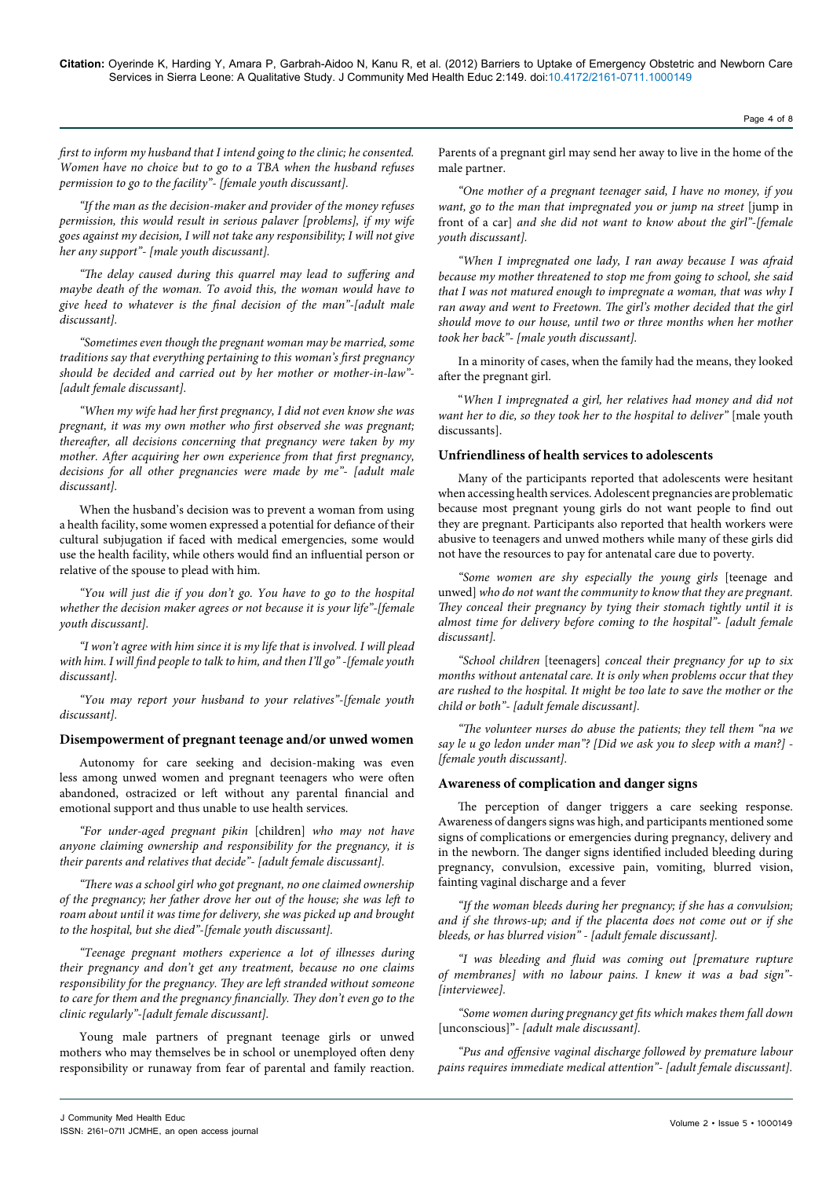*first to inform my husband that I intend going to the clinic; he consented. Women have no choice but to go to a TBA when the husband refuses permission to go to the facility"- [female youth discussant].*

*"If the man as the decision-maker and provider of the money refuses permission, this would result in serious palaver [problems], if my wife goes against my decision, I will not take any responsibility; I will not give her any support"- [male youth discussant].*

*"The delay caused during this quarrel may lead to suffering and maybe death of the woman. To avoid this, the woman would have to give heed to whatever is the final decision of the man"-[adult male discussant].*

*"Sometimes even though the pregnant woman may be married, some traditions say that everything pertaining to this woman's first pregnancy should be decided and carried out by her mother or mother-in-law"- [adult female discussant].*

*"When my wife had her first pregnancy, I did not even know she was pregnant, it was my own mother who first observed she was pregnant; thereafter, all decisions concerning that pregnancy were taken by my mother. After acquiring her own experience from that first pregnancy, decisions for all other pregnancies were made by me"- [adult male discussant].*

When the husband's decision was to prevent a woman from using a health facility, some women expressed a potential for defiance of their cultural subjugation if faced with medical emergencies, some would use the health facility, while others would find an influential person or relative of the spouse to plead with him.

*"You will just die if you don't go. You have to go to the hospital whether the decision maker agrees or not because it is your life"-[female youth discussant].*

*"I won't agree with him since it is my life that is involved. I will plead with him. I will find people to talk to him, and then I'll go" -[female youth discussant].*

*"You may report your husband to your relatives"-[female youth discussant].*

### Disempowerment of pregnant teenage and/or unwed women

Autonomy for care seeking and decision-making was even less among unwed women and pregnant teenagers who were often abandoned, ostracized or left without any parental financial and emotional support and thus unable to use health services.

*"For under-aged pregnant pikin* [children] *who may not have anyone claiming ownership and responsibility for the pregnancy, it is their parents and relatives that decide"- [adult female discussant].*

*"There was a school girl who got pregnant, no one claimed ownership of the pregnancy; her father drove her out of the house; she was left to roam about until it was time for delivery, she was picked up and brought to the hospital, but she died"-[female youth discussant].*

*"Teenage pregnant mothers experience a lot of illnesses during their pregnancy and don't get any treatment, because no one claims responsibility for the pregnancy. They are left stranded without someone to care for them and the pregnancy financially. They don't even go to the clinic regularly"-[adult female discussant].*

Young male partners of pregnant teenage girls or unwed mothers who may themselves be in school or unemployed often deny responsibility or runaway from fear of parental and family reaction. Parents of a pregnant girl may send her away to live in the home of the male partner.

*"One mother of a pregnant teenager said, I have no money, if you want, go to the man that impregnated you or jump na street* [jump in front of a car] *and she did not want to know about the girl"-[female youth discussant].*

*"When I impregnated one lady, I ran away because I was afraid because my mother threatened to stop me from going to school, she said that I was not matured enough to impregnate a woman, that was why I ran away and went to Freetown. The girl's mother decided that the girl should move to our house, until two or three months when her mother took her back"- [male youth discussant].*

In a minority of cases, when the family had the means, they looked after the pregnant girl.

"*When I impregnated a girl, her relatives had money and did not want her to die, so they took her to the hospital to deliver"* [male youth discussants].

### Unfriendliness of health services to adolescents

Many of the participants reported that adolescents were hesitant when accessing health services. Adolescent pregnancies are problematic because most pregnant young girls do not want people to find out they are pregnant. Participants also reported that health workers were abusive to teenagers and unwed mothers while many of these girls did not have the resources to pay for antenatal care due to poverty.

*"Some women are shy especially the young girls* [teenage and unwed] *who do not want the community to know that they are pregnant. They conceal their pregnancy by tying their stomach tightly until it is almost time for delivery before coming to the hospital"- [adult female discussant].*

*"School children* [teenagers] *conceal their pregnancy for up to six months without antenatal care. It is only when problems occur that they are rushed to the hospital. It might be too late to save the mother or the child or both"- [adult female discussant].*

*"The volunteer nurses do abuse the patients; they tell them "na we say le u go ledon under man"? [Did we ask you to sleep with a man?] - [female youth discussant].*

### Awareness of complication and danger signs

The perception of danger triggers a care seeking response. Awareness of dangers signs was high, and participants mentioned some signs of complications or emergencies during pregnancy, delivery and in the newborn. The danger signs identified included bleeding during pregnancy, convulsion, excessive pain, vomiting, blurred vision, fainting vaginal discharge and a fever

*"If the woman bleeds during her pregnancy; if she has a convulsion; and if she throws-up; and if the placenta does not come out or if she bleeds, or has blurred vision" - [adult female discussant].*

*"I was bleeding and fluid was coming out [premature rupture of membranes] with no labour pains. I knew it was a bad sign"- [interviewee].*

*"Some women during pregnancy get fits which makes them fall down* [unconscious]*"- [adult male discussant].*

*"Pus and offensive vaginal discharge followed by premature labour pains requires immediate medical attention"- [adult female discussant].*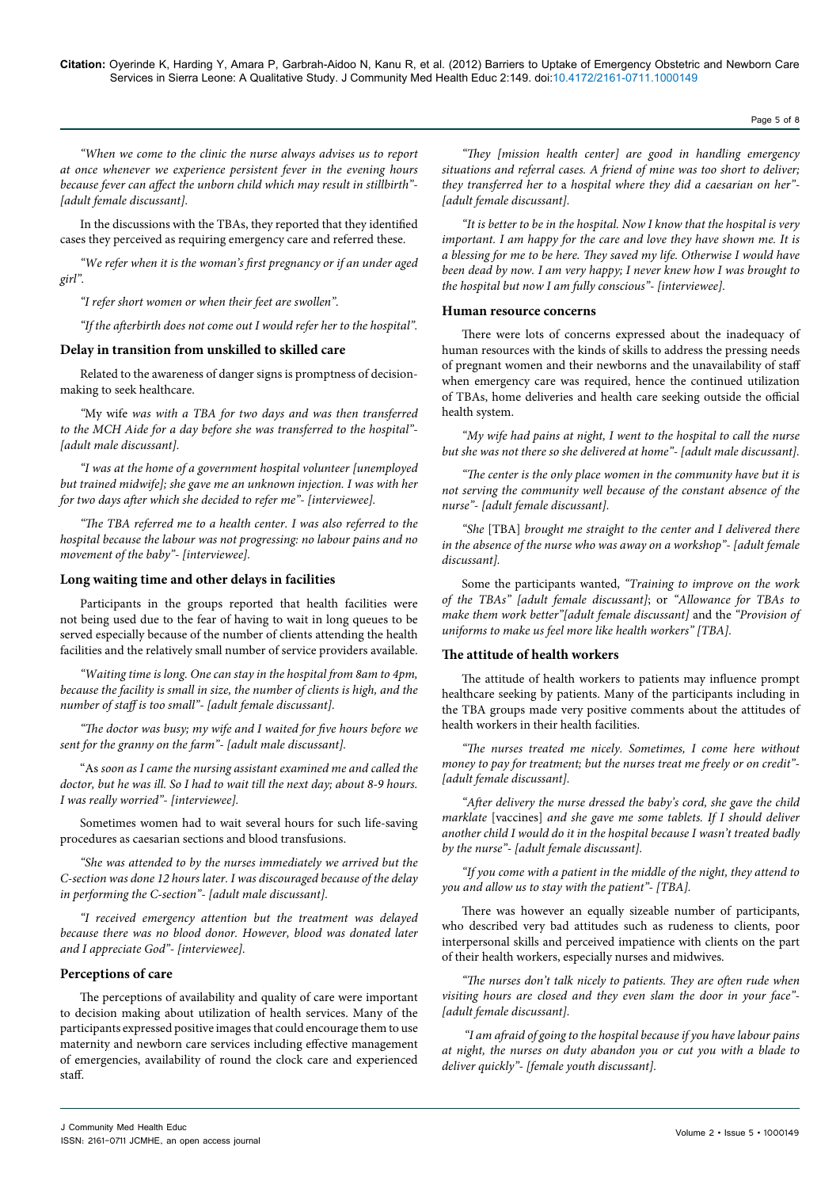*"When we come to the clinic the nurse always advises us to report at once whenever we experience persistent fever in the evening hours because fever can affect the unborn child which may result in stillbirth"- [adult female discussant].*

In the discussions with the TBAs, they reported that they identified cases they perceived as requiring emergency care and referred these.

*"We refer when it is the woman's first pregnancy or if an under aged girl".*

*"I refer short women or when their feet are swollen".*

*"If the afterbirth does not come out I would refer her to the hospital".*

### Delay in transition from unskilled to skilled care

Related to the awareness of danger signs is promptness of decision-making to seek healthcare.

*"*My wife *was with a TBA for two days and was then transferred to the MCH Aide for a day before she was transferred to the hospital"- [adult male discussant].*

*"I was at the home of a government hospital volunteer [unemployed but trained midwife]; she gave me an unknown injection. I was with her for two days after which she decided to refer me"- [interviewee].*

*"The TBA referred me to a health center. I was also referred to the hospital because the labour was not progressing: no labour pains and no movement of the baby"- [interviewee].*

### Long waiting time and other delays in facilities

Participants in the groups reported that health facilities were not being used due to the fear of having to wait in long queues to be served especially because of the number of clients attending the health facilities and the relatively small number of service providers available.

*"Waiting time is long. One can stay in the hospital from 8am to 4pm, because the facility is small in size, the number of clients is high, and the number of staff is too small"- [adult female discussant].*

*"The doctor was busy; my wife and I waited for five hours before we sent for the granny on the farm"- [adult male discussant].*

"As *soon as I came the nursing assistant examined me and called the doctor, but he was ill. So I had to wait till the next day; about 8-9 hours. I was really worried"- [interviewee].*

Sometimes women had to wait several hours for such life-saving procedures as caesarian sections and blood transfusions.

*"She was attended to by the nurses immediately we arrived but the C-section was done 12 hours later. I was discouraged because of the delay in performing the C-section"- [adult male discussant].*

*"I received emergency attention but the treatment was delayed because there was no blood donor. However, blood was donated later and I appreciate God"- [interviewee].*

### Perceptions of care

The perceptions of availability and quality of care were important to decision making about utilization of health services. Many of the participants expressed positive images that could encourage them to use maternity and newborn care services including effective management of emergencies, availability of round the clock care and experienced staff.

*"They [mission health center] are good in handling emergency situations and referral cases. A friend of mine was too short to deliver; they transferred her to a hospital where they did a caesarian on her"- [adult female discussant].*

*"It is better to be in the hospital. Now I know that the hospital is very important. I am happy for the care and love they have shown me. It is a blessing for me to be here. They saved my life. Otherwise I would have been dead by now. I am very happy; I never knew how I was brought to the hospital but now I am fully conscious"- [interviewee].*

### Human resource concerns

There were lots of concerns expressed about the inadequacy of human resources with the kinds of skills to address the pressing needs of pregnant women and their newborns and the unavailability of staff when emergency care was required, hence the continued utilization of TBAs, home deliveries and health care seeking outside the official health system.

*"My wife had pains at night, I went to the hospital to call the nurse but she was not there so she delivered at home"- [adult male discussant].*

*"The center is the only place women in the community have but it is not serving the community well because of the constant absence of the nurse"- [adult female discussant].*

*"She* [TBA] *brought me straight to the center and I delivered there in the absence of the nurse who was away on a workshop"- [adult female discussant].*

Some the participants wanted, *"Training to improve on the work of the TBAs" [adult female discussant]*; or *"Allowance for TBAs to make them work better"[adult female discussant]* and the *"Provision of uniforms to make us feel more like health workers" [TBA].*

### The attitude of health workers

The attitude of health workers to patients may influence prompt healthcare seeking by patients. Many of the participants including in the TBA groups made very positive comments about the attitudes of health workers in their health facilities.

*"The nurses treated me nicely. Sometimes, I come here without money to pay for treatment; but the nurses treat me freely or on credit"- [adult female discussant].*

*"After delivery the nurse dressed the baby's cord, she gave the child marklate* [vaccines] *and she gave me some tablets. If I should deliver another child I would do it in the hospital because I wasn't treated badly by the nurse"- [adult female discussant].*

*"If you come with a patient in the middle of the night, they attend to you and allow us to stay with the patient"- [TBA].*

There was however an equally sizeable number of participants, who described very bad attitudes such as rudeness to clients, poor interpersonal skills and perceived impatience with clients on the part of their health workers, especially nurses and midwives.

*"The nurses don't talk nicely to patients. They are often rude when visiting hours are closed and they even slam the door in your face"- [adult female discussant].*

*"I am afraid of going to the hospital because if you have labour pains at night, the nurses on duty abandon you or cut you with a blade to deliver quickly"- [female youth discussant].*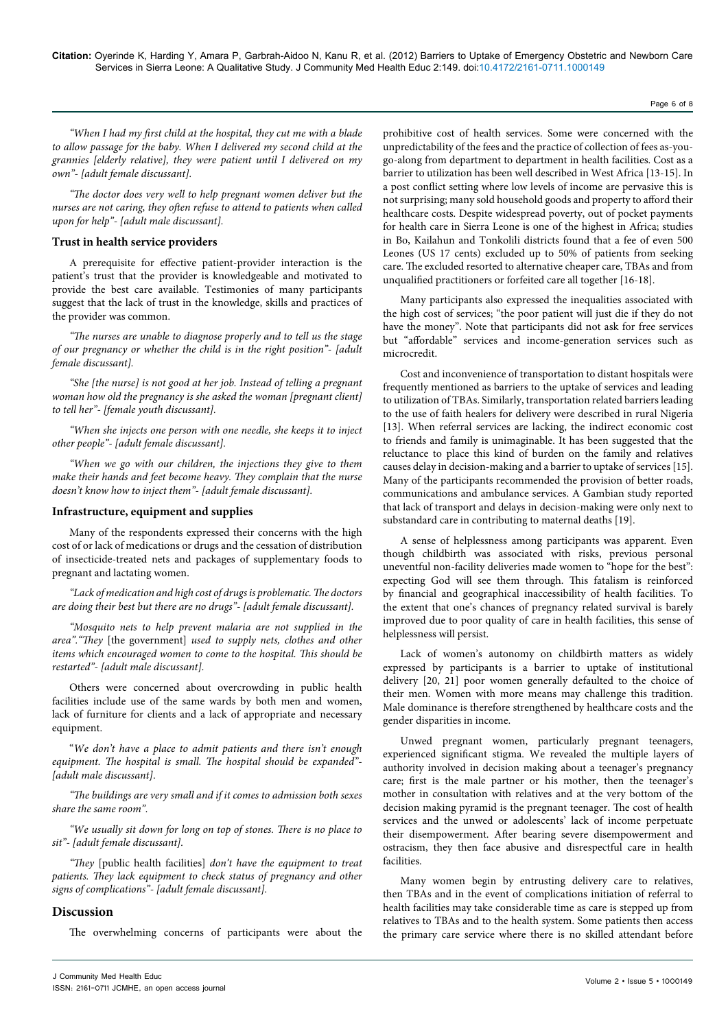*"When I had my first child at the hospital, they cut me with a blade to allow passage for the baby. When I delivered my second child at the grannies [elderly relative], they were patient until I delivered on my own"- [adult female discussant].*

*"The doctor does very well to help pregnant women deliver but the nurses are not caring, they often refuse to attend to patients when called upon for help"- [adult male discussant].*

### Trust in health service providers

A prerequisite for effective patient-provider interaction is the patient's trust that the provider is knowledgeable and motivated to provide the best care available. Testimonies of many participants suggest that the lack of trust in the knowledge, skills and practices of the provider was common.

*"The nurses are unable to diagnose properly and to tell us the stage of our pregnancy or whether the child is in the right position"- [adult female discussant].*

*"She [the nurse] is not good at her job. Instead of telling a pregnant woman how old the pregnancy is she asked the woman [pregnant client] to tell her"- [female youth discussant].*

*"When she injects one person with one needle, she keeps it to inject other people"- [adult female discussant].*

*"When we go with our children, the injections they give to them make their hands and feet become heavy. They complain that the nurse doesn't know how to inject them"- [adult female discussant].*

### Infrastructure, equipment and supplies

Many of the respondents expressed their concerns with the high cost of or lack of medications or drugs and the cessation of distribution of insecticide-treated nets and packages of supplementary foods to pregnant and lactating women.

*"Lack of medication and high cost of drugs is problematic. The doctors are doing their best but there are no drugs"- [adult female discussant].*

*"Mosquito nets to help prevent malaria are not supplied in the area"."They* [the government] *used to supply nets, clothes and other items which encouraged women to come to the hospital. This should be restarted"- [adult male discussant].*

Others were concerned about overcrowding in public health facilities include use of the same wards by both men and women, lack of furniture for clients and a lack of appropriate and necessary equipment.

"*We don't have a place to admit patients and there isn't enough equipment. The hospital is small. The hospital should be expanded"- [adult male discussant].*

*"The buildings are very small and if it comes to admission both sexes share the same room".*

*"We usually sit down for long on top of stones. There is no place to sit"- [adult female discussant].*

*"They* [public health facilities] *don't have the equipment to treat patients. They lack equipment to check status of pregnancy and other signs of complications"- [adult female discussant].*

## Discussion

The overwhelming concerns of participants were about the prohibitive cost of health services. Some were concerned with the unpredictability of the fees and the practice of collection of fees as-you-go-along from department to department in health facilities. Cost as a barrier to utilization has been well described in West Africa [13-15]. In a post conflict setting where low levels of income are pervasive this is not surprising; many sold household goods and property to afford their healthcare costs. Despite widespread poverty, out of pocket payments for health care in Sierra Leone is one of the highest in Africa; studies in Bo, Kailahun and Tonkolili districts found that a fee of even 500 Leones (US 17 cents) excluded up to 50% of patients from seeking care. The excluded resorted to alternative cheaper care, TBAs and from unqualified practitioners or forfeited care all together [16-18].

Many participants also expressed the inequalities associated with the high cost of services; "the poor patient will just die if they do not have the money". Note that participants did not ask for free services but "affordable" services and income-generation services such as microcredit.

Cost and inconvenience of transportation to distant hospitals were frequently mentioned as barriers to the uptake of services and leading to utilization of TBAs. Similarly, transportation related barriers leading to the use of faith healers for delivery were described in rural Nigeria [13]. When referral services are lacking, the indirect economic cost to friends and family is unimaginable. It has been suggested that the reluctance to place this kind of burden on the family and relatives causes delay in decision-making and a barrier to uptake of services [15]. Many of the participants recommended the provision of better roads, communications and ambulance services. A Gambian study reported that lack of transport and delays in decision-making were only next to substandard care in contributing to maternal deaths [19].

A sense of helplessness among participants was apparent. Even though childbirth was associated with risks, previous personal uneventful non-facility deliveries made women to "hope for the best": expecting God will see them through. This fatalism is reinforced by financial and geographical inaccessibility of health facilities. To the extent that one's chances of pregnancy related survival is barely improved due to poor quality of care in health facilities, this sense of helplessness will persist.

Lack of women's autonomy on childbirth matters as widely expressed by participants is a barrier to uptake of institutional delivery [20, 21] poor women generally defaulted to the choice of their men. Women with more means may challenge this tradition. Male dominance is therefore strengthened by healthcare costs and the gender disparities in income.

Unwed pregnant women, particularly pregnant teenagers, experienced significant stigma. We revealed the multiple layers of authority involved in decision making about a teenager's pregnancy care; first is the male partner or his mother, then the teenager's mother in consultation with relatives and at the very bottom of the decision making pyramid is the pregnant teenager. The cost of health services and the unwed or adolescents' lack of income perpetuate their disempowerment. After bearing severe disempowerment and ostracism, they then face abusive and disrespectful care in health facilities.

Many women begin by entrusting delivery care to relatives, then TBAs and in the event of complications initiation of referral to health facilities may take considerable time as care is stepped up from relatives to TBAs and to the health system. Some patients then access the primary care service where there is no skilled attendant before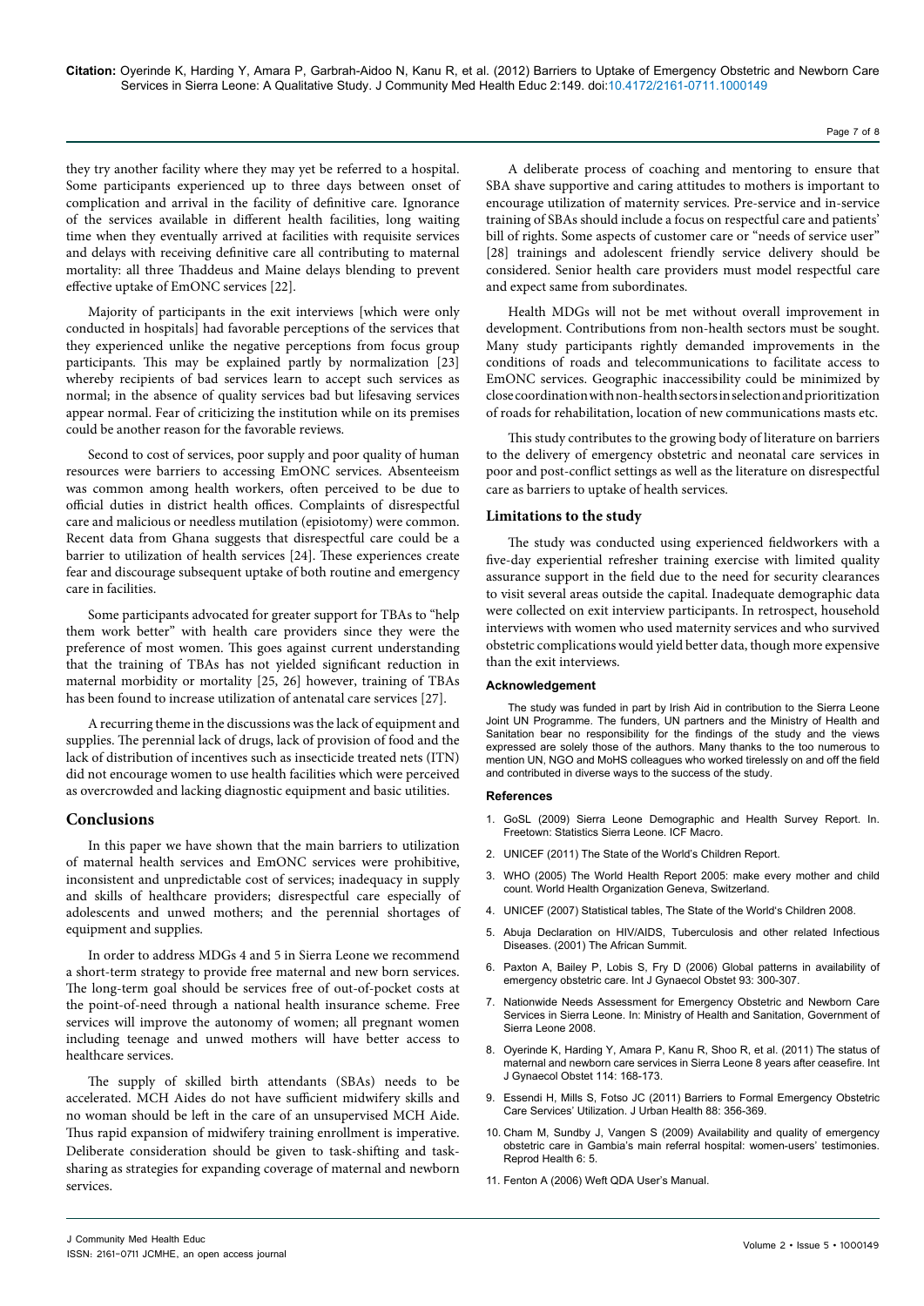they try another facility where they may yet be referred to a hospital. Some participants experienced up to three days between onset of complication and arrival in the facility of definitive care. Ignorance of the services available in different health facilities, long waiting time when they eventually arrived at facilities with requisite services and delays with receiving definitive care all contributing to maternal mortality: all three Thaddeus and Maine delays blending to prevent effective uptake of EmONC services [22].

Majority of participants in the exit interviews [which were only conducted in hospitals] had favorable perceptions of the services that they experienced unlike the negative perceptions from focus group participants. This may be explained partly by normalization [23] whereby recipients of bad services learn to accept such services as normal; in the absence of quality services bad but lifesaving services appear normal. Fear of criticizing the institution while on its premises could be another reason for the favorable reviews.

Second to cost of services, poor supply and poor quality of human resources were barriers to accessing EmONC services. Absenteeism was common among health workers, often perceived to be due to official duties in district health offices. Complaints of disrespectful care and malicious or needless mutilation (episiotomy) were common. Recent data from Ghana suggests that disrespectful care could be a barrier to utilization of health services [24]. These experiences create fear and discourage subsequent uptake of both routine and emergency care in facilities.

Some participants advocated for greater support for TBAs to "help them work better" with health care providers since they were the preference of most women. This goes against current understanding that the training of TBAs has not yielded significant reduction in maternal morbidity or mortality [25, 26] however, training of TBAs has been found to increase utilization of antenatal care services [27].

A recurring theme in the discussions was the lack of equipment and supplies. The perennial lack of drugs, lack of provision of food and the lack of distribution of incentives such as insecticide treated nets (ITN) did not encourage women to use health facilities which were perceived as overcrowded and lacking diagnostic equipment and basic utilities.

## Conclusions

In this paper we have shown that the main barriers to utilization of maternal health services and EmONC services were prohibitive, inconsistent and unpredictable cost of services; inadequacy in supply and skills of healthcare providers; disrespectful care especially of adolescents and unwed mothers; and the perennial shortages of equipment and supplies.

In order to address MDGs 4 and 5 in Sierra Leone we recommend a short-term strategy to provide free maternal and new born services. The long-term goal should be services free of out-of-pocket costs at the point-of-need through a national health insurance scheme. Free services will improve the autonomy of women; all pregnant women including teenage and unwed mothers will have better access to healthcare services.

The supply of skilled birth attendants (SBAs) needs to be accelerated. MCH Aides do not have sufficient midwifery skills and no woman should be left in the care of an unsupervised MCH Aide. Thus rapid expansion of midwifery training enrollment is imperative. Deliberate consideration should be given to task-shifting and task-sharing as strategies for expanding coverage of maternal and newborn services.

A deliberate process of coaching and mentoring to ensure that SBA shave supportive and caring attitudes to mothers is important to encourage utilization of maternity services. Pre-service and in-service training of SBAs should include a focus on respectful care and patients' bill of rights. Some aspects of customer care or "needs of service user" [28] trainings and adolescent friendly service delivery should be considered. Senior health care providers must model respectful care and expect same from subordinates.

Health MDGs will not be met without overall improvement in development. Contributions from non-health sectors must be sought. Many study participants rightly demanded improvements in the conditions of roads and telecommunications to facilitate access to EmONC services. Geographic inaccessibility could be minimized by close coordination with non-health sectors in selection and prioritization of roads for rehabilitation, location of new communications masts etc.

This study contributes to the growing body of literature on barriers to the delivery of emergency obstetric and neonatal care services in poor and post-conflict settings as well as the literature on disrespectful care as barriers to uptake of health services.

### Limitations to the study

The study was conducted using experienced fieldworkers with a five-day experiential refresher training exercise with limited quality assurance support in the field due to the need for security clearances to visit several areas outside the capital. Inadequate demographic data were collected on exit interview participants. In retrospect, household interviews with women who used maternity services and who survived obstetric complications would yield better data, though more expensive than the exit interviews.

#### Acknowledgement

The study was funded in part by Irish Aid in contribution to the Sierra Leone Joint UN Programme. The funders, UN partners and the Ministry of Health and Sanitation bear no responsibility for the findings of the study and the views expressed are solely those of the authors. Many thanks to the too numerous to mention UN, NGO and MoHS colleagues who worked tirelessly on and off the field and contributed in diverse ways to the success of the study.

#### References

1. GoSL (2009) Sierra Leone Demographic and Health Survey Report. In. Freetown: Statistics Sierra Leone. ICF Macro.
2. UNICEF (2011) The State of the World's Children Report.
3. WHO (2005) The World Health Report 2005: make every mother and child count. World Health Organization Geneva, Switzerland.
4. UNICEF (2007) Statistical tables, The State of the World's Children 2008.
5. Abuja Declaration on HIV/AIDS, Tuberculosis and other related Infectious Diseases. (2001) The African Summit.
6. Paxton A, Bailey P, Lobis S, Fry D (2006) Global patterns in availability of emergency obstetric care. Int J Gynaecol Obstet 93: 300-307.
7. Nationwide Needs Assessment for Emergency Obstetric and Newborn Care Services in Sierra Leone. In: Ministry of Health and Sanitation, Government of Sierra Leone 2008.
8. Oyerinde K, Harding Y, Amara P, Kanu R, Shoo R, et al. (2011) The status of maternal and newborn care services in Sierra Leone 8 years after ceasefire. Int J Gynaecol Obstet 114: 168-173.
9. Essendi H, Mills S, Fotso JC (2011) Barriers to Formal Emergency Obstetric Care Services' Utilization. J Urban Health 88: 356-369.
10. Cham M, Sundby J, Vangen S (2009) Availability and quality of emergency obstetric care in Gambia's main referral hospital: women-users' testimonies. Reprod Health 6: 5.
11. Fenton A (2006) Weft QDA User's Manual.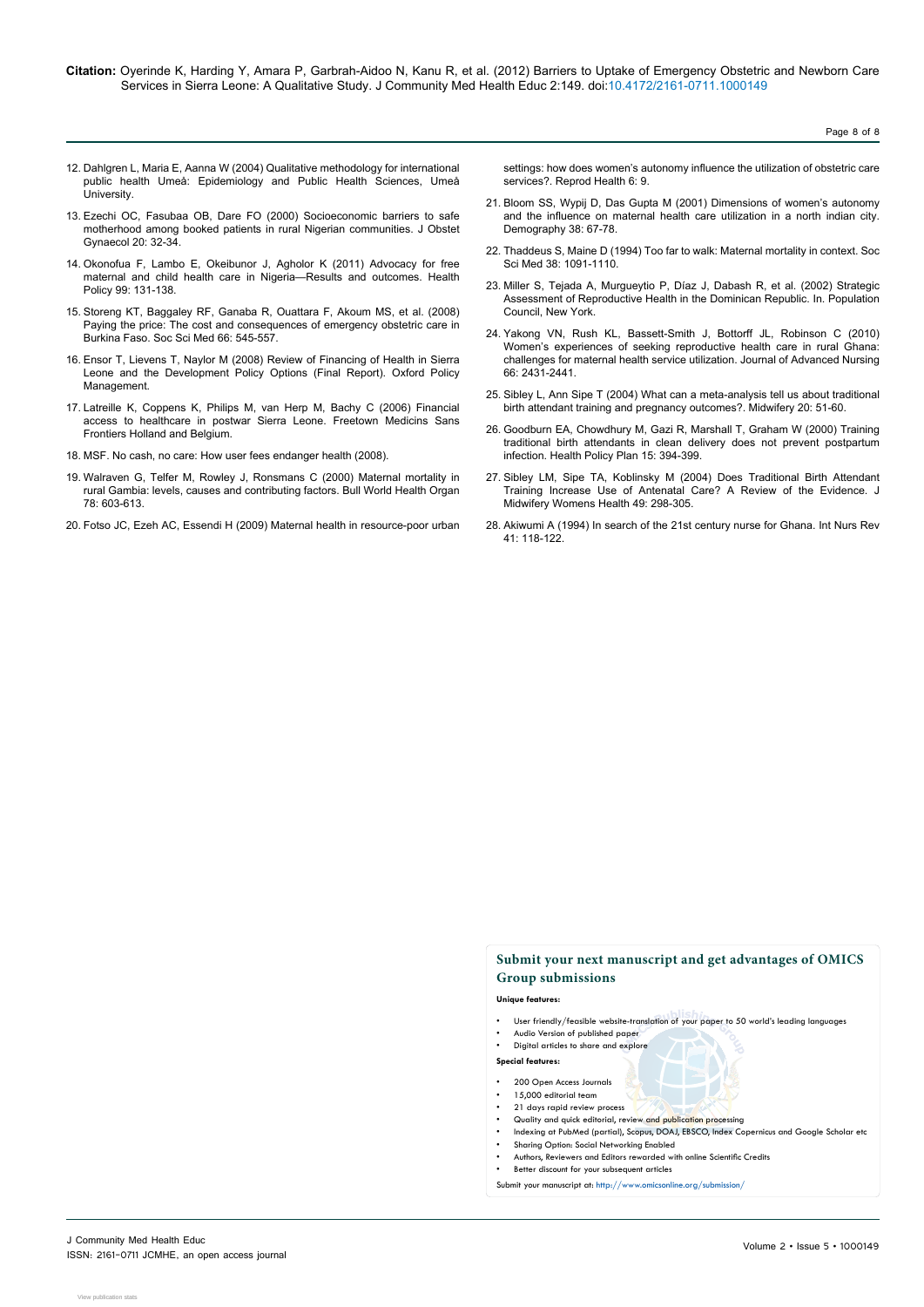12. Dahlgren L, Maria E, Aanna W (2004) Qualitative methodology for international public health Umeå: Epidemiology and Public Health Sciences, Umeå University.

13. Ezechi OC, Fasubaa OB, Dare FO (2000) Socioeconomic barriers to safe motherhood among booked patients in rural Nigerian communities. J Obstet Gynaecol 20: 32-34.

14. Okonofua F, Lambo E, Okeibunor J, Agholor K (2011) Advocacy for free maternal and child health care in Nigeria—Results and outcomes. Health Policy 99: 131-138.

15. Storeng KT, Baggaley RF, Ganaba R, Ouattara F, Akoum MS, et al. (2008) Paying the price: The cost and consequences of emergency obstetric care in Burkina Faso. Soc Sci Med 66: 545-557.

16. Ensor T, Lievens T, Naylor M (2008) Review of Financing of Health in Sierra Leone and the Development Policy Options (Final Report). Oxford Policy Management.

17. Latreille K, Coppens K, Philips M, van Herp M, Bachy C (2006) Financial access to healthcare in postwar Sierra Leone. Freetown Medicins Sans Frontiers Holland and Belgium.

18. MSF. No cash, no care: How user fees endanger health (2008).

19. Walraven G, Telfer M, Rowley J, Ronsmans C (2000) Maternal mortality in rural Gambia: levels, causes and contributing factors. Bull World Health Organ 78: 603-613.

20. Fotso JC, Ezeh AC, Essendi H (2009) Maternal health in resource-poor urban settings: how does women's autonomy influence the utilization of obstetric care services?. Reprod Health 6: 9.

21. Bloom SS, Wypij D, Das Gupta M (2001) Dimensions of women's autonomy and the influence on maternal health care utilization in a north indian city. Demography 38: 67-78.

22. Thaddeus S, Maine D (1994) Too far to walk: Maternal mortality in context. Soc Sci Med 38: 1091-1110.

23. Miller S, Tejada A, Murgueytio P, Díaz J, Dabash R, et al. (2002) Strategic Assessment of Reproductive Health in the Dominican Republic. In. Population Council, New York.

24. Yakong VN, Rush KL, Bassett-Smith J, Bottorff JL, Robinson C (2010) Women's experiences of seeking reproductive health care in rural Ghana: challenges for maternal health service utilization. Journal of Advanced Nursing 66: 2431-2441.

25. Sibley L, Ann Sipe T (2004) What can a meta-analysis tell us about traditional birth attendant training and pregnancy outcomes?. Midwifery 20: 51-60.

26. Goodburn EA, Chowdhury M, Gazi R, Marshall T, Graham W (2000) Training traditional birth attendants in clean delivery does not prevent postpartum infection. Health Policy Plan 15: 394-399.

27. Sibley LM, Sipe TA, Koblinsky M (2004) Does Traditional Birth Attendant Training Increase Use of Antenatal Care? A Review of the Evidence. J Midwifery Womens Health 49: 298-305.

28. Akiwumi A (1994) In search of the 21st century nurse for Ghana. Int Nurs Rev 41: 118-122.

**Submit your next manuscript and get advantages of OMICS Group submissions**

**Unique features:**

- User friendly/feasible website-translation of your paper to 50 world's leading languages
- Audio Version of published paper
- Digital articles to share and explore

**Special features:**

- 200 Open Access Journals
- 15,000 editorial team
- 21 days rapid review process
- Quality and quick editorial, review and publication processing
- Indexing at PubMed (partial), Scopus, DOAJ, EBSCO, Index Copernicus and Google Scholar etc
- Sharing Option: Social Networking Enabled
- Authors, Reviewers and Editors rewarded with online Scientific Credits
- Better discount for your subsequent articles

Submit your manuscript at: http://www.omicsonline.org/submission/